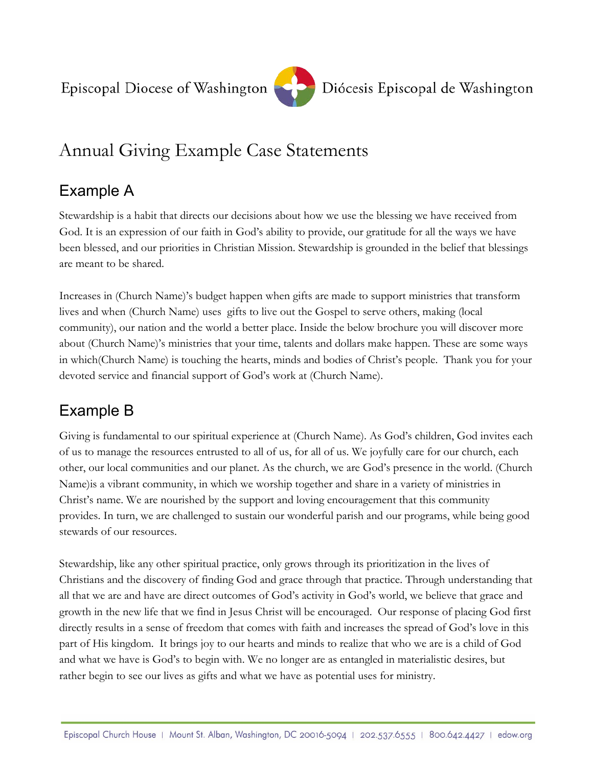Episcopal Diocese of Washington Diócesis Episcopal de Washington

# Annual Giving Example Case Statements

## Example A

Stewardship is a habit that directs our decisions about how we use the blessing we have received from God. It is an expression of our faith in God's ability to provide, our gratitude for all the ways we have been blessed, and our priorities in Christian Mission. Stewardship is grounded in the belief that blessings are meant to be shared.

Increases in (Church Name)'s budget happen when gifts are made to support ministries that transform lives and when (Church Name) uses gifts to live out the Gospel to serve others, making (local community), our nation and the world a better place. Inside the below brochure you will discover more about (Church Name)'s ministries that your time, talents and dollars make happen. These are some ways in which(Church Name) is touching the hearts, minds and bodies of Christ's people. Thank you for your devoted service and financial support of God's work at (Church Name).

## Example B

Giving is fundamental to our spiritual experience at (Church Name). As God's children, God invites each of us to manage the resources entrusted to all of us, for all of us. We joyfully care for our church, each other, our local communities and our planet. As the church, we are God's presence in the world. (Church Name)is a vibrant community, in which we worship together and share in a variety of ministries in Christ's name. We are nourished by the support and loving encouragement that this community provides. In turn, we are challenged to sustain our wonderful parish and our programs, while being good stewards of our resources.

Stewardship, like any other spiritual practice, only grows through its prioritization in the lives of Christians and the discovery of finding God and grace through that practice. Through understanding that all that we are and have are direct outcomes of God's activity in God's world, we believe that grace and growth in the new life that we find in Jesus Christ will be encouraged. Our response of placing God first directly results in a sense of freedom that comes with faith and increases the spread of God's love in this part of His kingdom. It brings joy to our hearts and minds to realize that who we are is a child of God and what we have is God's to begin with. We no longer are as entangled in materialistic desires, but rather begin to see our lives as gifts and what we have as potential uses for ministry.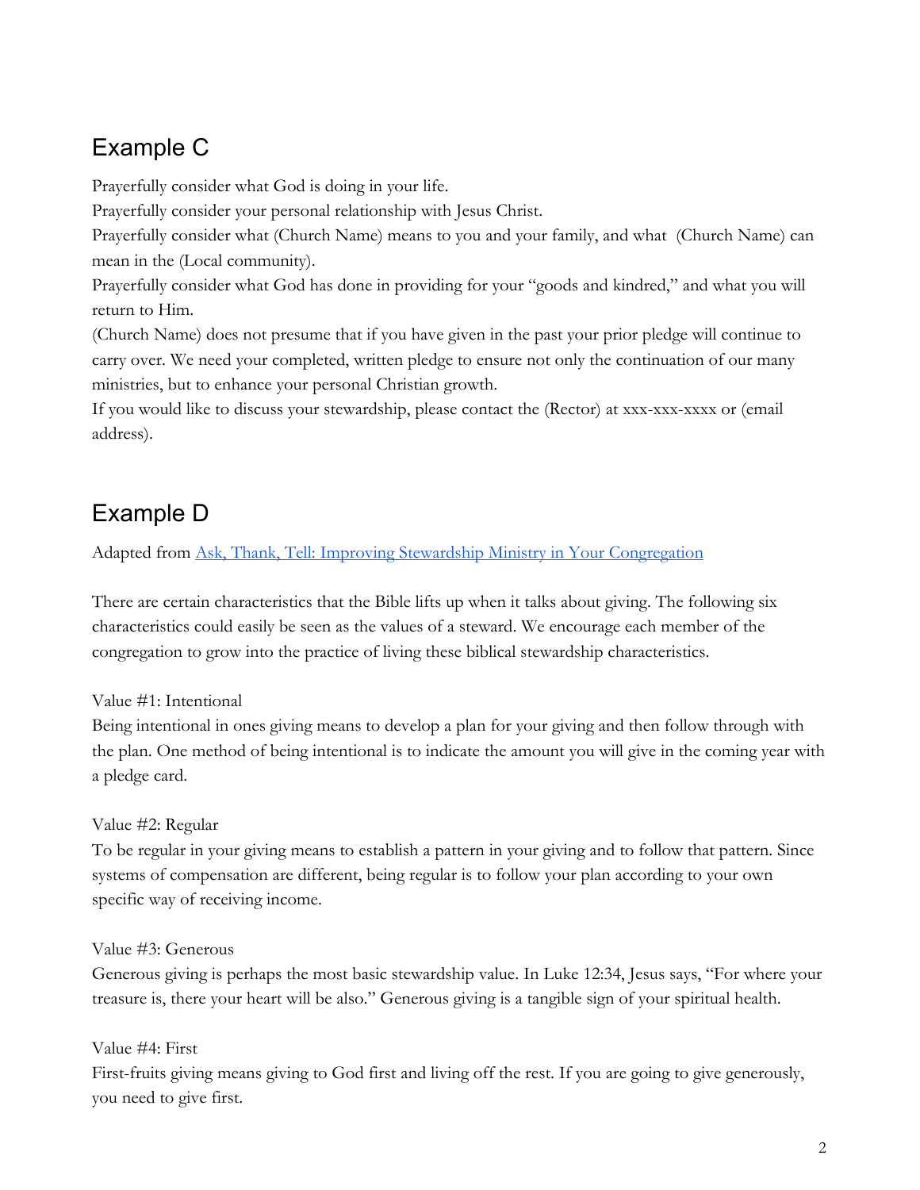## Example C

Prayerfully consider what God is doing in your life.

Prayerfully consider your personal relationship with Jesus Christ.

Prayerfully consider what (Church Name) means to you and your family, and what (Church Name) can mean in the (Local community).

Prayerfully consider what God has done in providing for your "goods and kindred," and what you will return to Him.

(Church Name) does not presume that if you have given in the past your prior pledge will continue to carry over. We need your completed, written pledge to ensure not only the continuation of our many ministries, but to enhance your personal Christian growth.

If you would like to discuss your stewardship, please contact the (Rector) at xxx-xxx-xxxx or (email address).

## Example D

Adapted from Ask, Thank, Tell: Improving Stewardship Ministry in Your Congregation

There are certain characteristics that the Bible lifts up when it talks about giving. The following six characteristics could easily be seen as the values of a steward. We encourage each member of the congregation to grow into the practice of living these biblical stewardship characteristics.

Value #1: Intentional
Being intentional in ones giving means to develop a plan for your giving and then follow through with the plan. One method of being intentional is to indicate the amount you will give in the coming year with a pledge card.

Value #2: Regular
To be regular in your giving means to establish a pattern in your giving and to follow that pattern. Since systems of compensation are different, being regular is to follow your plan according to your own specific way of receiving income.

Value #3: Generous
Generous giving is perhaps the most basic stewardship value. In Luke 12:34, Jesus says, "For where your treasure is, there your heart will be also." Generous giving is a tangible sign of your spiritual health.

Value #4: First
First-fruits giving means giving to God first and living off the rest. If you are going to give generously, you need to give first.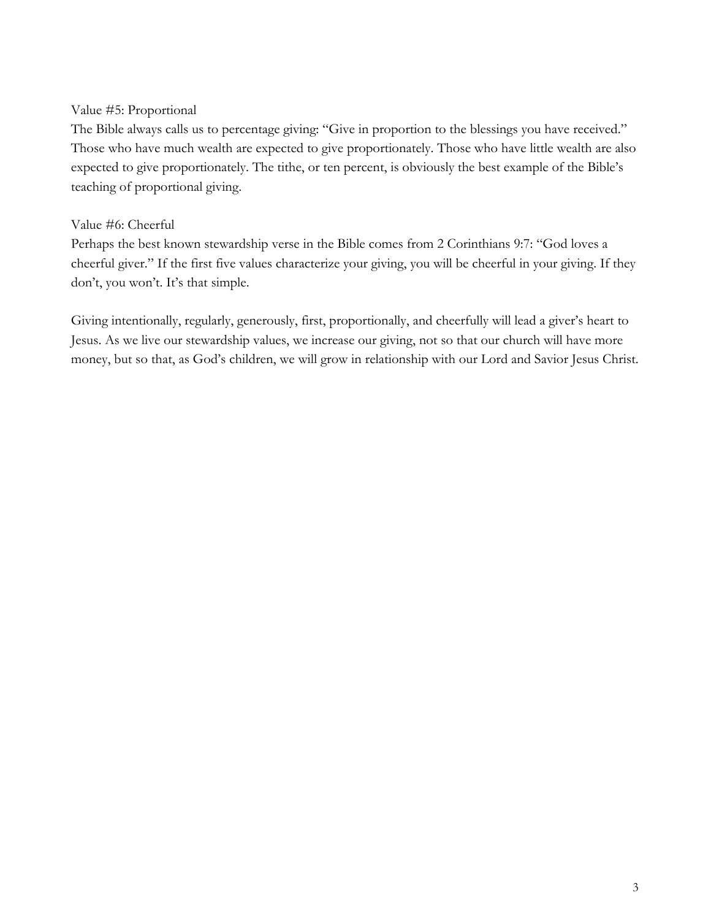Value #5: Proportional

The Bible always calls us to percentage giving: "Give in proportion to the blessings you have received." Those who have much wealth are expected to give proportionately. Those who have little wealth are also expected to give proportionately. The tithe, or ten percent, is obviously the best example of the Bible's teaching of proportional giving.

Value #6: Cheerful

Perhaps the best known stewardship verse in the Bible comes from 2 Corinthians 9:7: "God loves a cheerful giver." If the first five values characterize your giving, you will be cheerful in your giving. If they don't, you won't. It's that simple.

Giving intentionally, regularly, generously, first, proportionally, and cheerfully will lead a giver's heart to Jesus. As we live our stewardship values, we increase our giving, not so that our church will have more money, but so that, as God's children, we will grow in relationship with our Lord and Savior Jesus Christ.